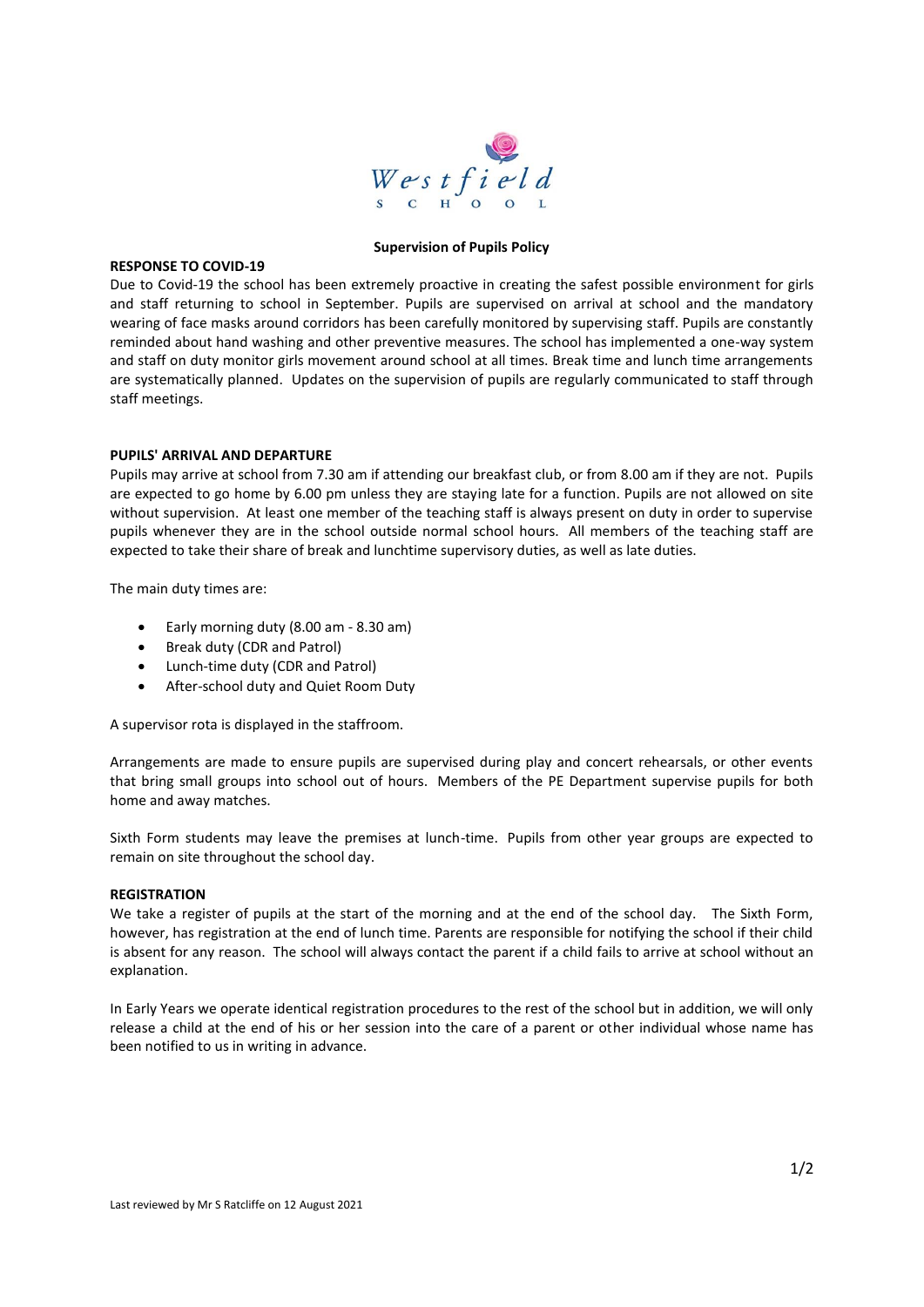Westfield School

# Supervision of Pupils Policy

## RESPONSE TO COVID-19

Due to Covid-19 the school has been extremely proactive in creating the safest possible environment for girls and staff returning to school in September. Pupils are supervised on arrival at school and the mandatory wearing of face masks around corridors has been carefully monitored by supervising staff. Pupils are constantly reminded about hand washing and other preventive measures. The school has implemented a one-way system and staff on duty monitor girls movement around school at all times. Break time and lunch time arrangements are systematically planned. Updates on the supervision of pupils are regularly communicated to staff through staff meetings.

## PUPILS' ARRIVAL AND DEPARTURE

Pupils may arrive at school from 7.30 am if attending our breakfast club, or from 8.00 am if they are not. Pupils are expected to go home by 6.00 pm unless they are staying late for a function. Pupils are not allowed on site without supervision. At least one member of the teaching staff is always present on duty in order to supervise pupils whenever they are in the school outside normal school hours. All members of the teaching staff are expected to take their share of break and lunchtime supervisory duties, as well as late duties.

The main duty times are:

- Early morning duty (8.00 am - 8.30 am)
- Break duty (CDR and Patrol)
- Lunch-time duty (CDR and Patrol)
- After-school duty and Quiet Room Duty

A supervisor rota is displayed in the staffroom.

Arrangements are made to ensure pupils are supervised during play and concert rehearsals, or other events that bring small groups into school out of hours. Members of the PE Department supervise pupils for both home and away matches.

Sixth Form students may leave the premises at lunch-time. Pupils from other year groups are expected to remain on site throughout the school day.

## REGISTRATION

We take a register of pupils at the start of the morning and at the end of the school day. The Sixth Form, however, has registration at the end of lunch time. Parents are responsible for notifying the school if their child is absent for any reason. The school will always contact the parent if a child fails to arrive at school without an explanation.

In Early Years we operate identical registration procedures to the rest of the school but in addition, we will only release a child at the end of his or her session into the care of a parent or other individual whose name has been notified to us in writing in advance.

Last reviewed by Mr S Ratcliffe on 12 August 2021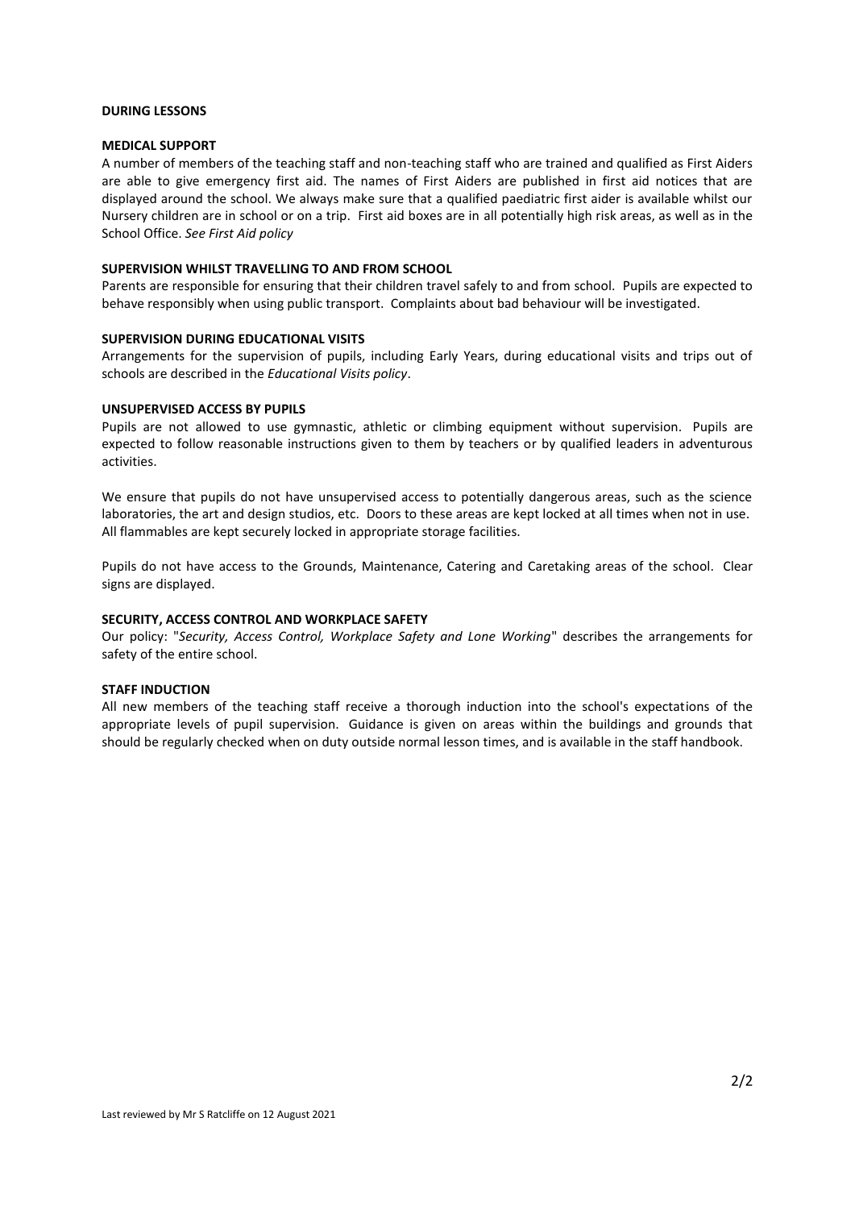**DURING LESSONS**

**MEDICAL SUPPORT**

A number of members of the teaching staff and non-teaching staff who are trained and qualified as First Aiders are able to give emergency first aid. The names of First Aiders are published in first aid notices that are displayed around the school. We always make sure that a qualified paediatric first aider is available whilst our Nursery children are in school or on a trip. First aid boxes are in all potentially high risk areas, as well as in the School Office. *See First Aid policy*

**SUPERVISION WHILST TRAVELLING TO AND FROM SCHOOL**

Parents are responsible for ensuring that their children travel safely to and from school. Pupils are expected to behave responsibly when using public transport. Complaints about bad behaviour will be investigated.

**SUPERVISION DURING EDUCATIONAL VISITS**

Arrangements for the supervision of pupils, including Early Years, during educational visits and trips out of schools are described in the *Educational Visits policy*.

**UNSUPERVISED ACCESS BY PUPILS**

Pupils are not allowed to use gymnastic, athletic or climbing equipment without supervision. Pupils are expected to follow reasonable instructions given to them by teachers or by qualified leaders in adventurous activities.

We ensure that pupils do not have unsupervised access to potentially dangerous areas, such as the science laboratories, the art and design studios, etc. Doors to these areas are kept locked at all times when not in use. All flammables are kept securely locked in appropriate storage facilities.

Pupils do not have access to the Grounds, Maintenance, Catering and Caretaking areas of the school. Clear signs are displayed.

**SECURITY, ACCESS CONTROL AND WORKPLACE SAFETY**

Our policy: "*Security, Access Control, Workplace Safety and Lone Working*" describes the arrangements for safety of the entire school.

**STAFF INDUCTION**

All new members of the teaching staff receive a thorough induction into the school's expectations of the appropriate levels of pupil supervision. Guidance is given on areas within the buildings and grounds that should be regularly checked when on duty outside normal lesson times, and is available in the staff handbook.

Last reviewed by Mr S Ratcliffe on 12 August 2021